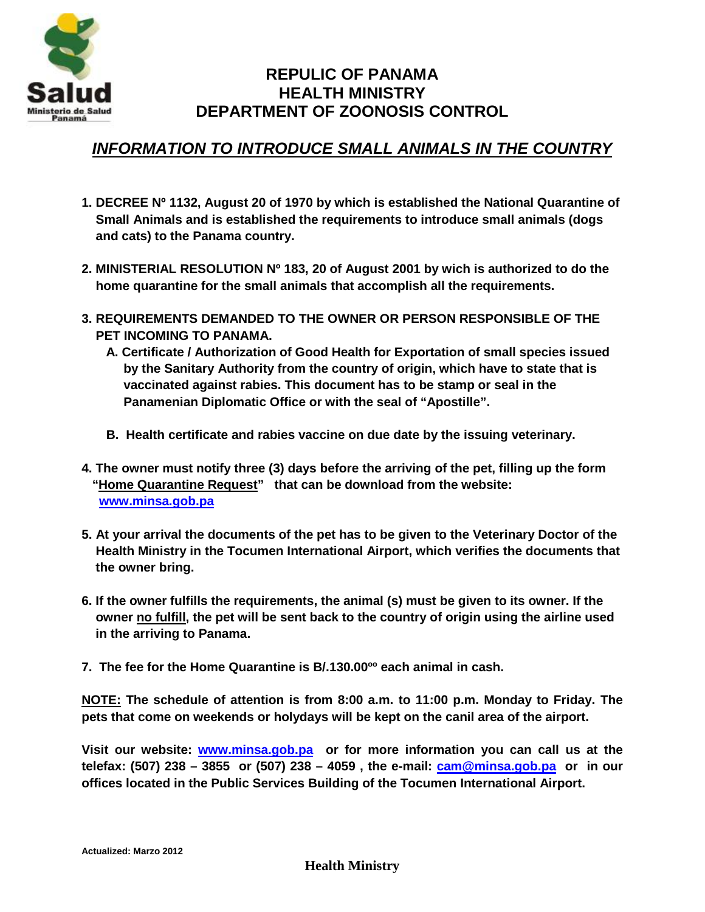Salud
Ministerio de Salud
Panamá

# REPULIC OF PANAMA
# HEALTH MINISTRY
# DEPARTMENT OF ZOONOSIS CONTROL

## ***INFORMATION TO INTRODUCE SMALL ANIMALS IN THE COUNTRY***

1. **DECREE Nº 1132, August 20 of 1970 by which is established the National Quarantine of Small Animals and is established the requirements to introduce small animals (dogs and cats) to the Panama country.**

2. **MINISTERIAL RESOLUTION Nº 183, 20 of August 2001 by wich is authorized to do the home quarantine for the small animals that accomplish all the requirements.**

3. **REQUIREMENTS DEMANDED TO THE OWNER OR PERSON RESPONSIBLE OF THE PET INCOMING TO PANAMA.**
   - **A. Certificate / Authorization of Good Health for Exportation of small species issued by the Sanitary Authority from the country of origin, which have to state that is vaccinated against rabies. This document has to be stamp or seal in the Panamenian Diplomatic Office or with the seal of "Apostille".**
   - **B. Health certificate and rabies vaccine on due date by the issuing veterinary.**

4. **The owner must notify three (3) days before the arriving of the pet, filling up the form "Home Quarantine Request" that can be download from the website: www.minsa.gob.pa**

5. **At your arrival the documents of the pet has to be given to the Veterinary Doctor of the Health Ministry in the Tocumen International Airport, which verifies the documents that the owner bring.**

6. **If the owner fulfills the requirements, the animal (s) must be given to its owner. If the owner no fulfill, the pet will be sent back to the country of origin using the airline used in the arriving to Panama.**

7. **The fee for the Home Quarantine is B/.130.00ºº each animal in cash.**

**NOTE: The schedule of attention is from 8:00 a.m. to 11:00 p.m. Monday to Friday. The pets that come on weekends or holydays will be kept on the canil area of the airport.**

**Visit our website: www.minsa.gob.pa or for more information you can call us at the telefax: (507) 238 – 3855 or (507) 238 – 4059 , the e-mail: cam@minsa.gob.pa or in our offices located in the Public Services Building of the Tocumen International Airport.**

**Actualized: Marzo 2012**

**Health Ministry**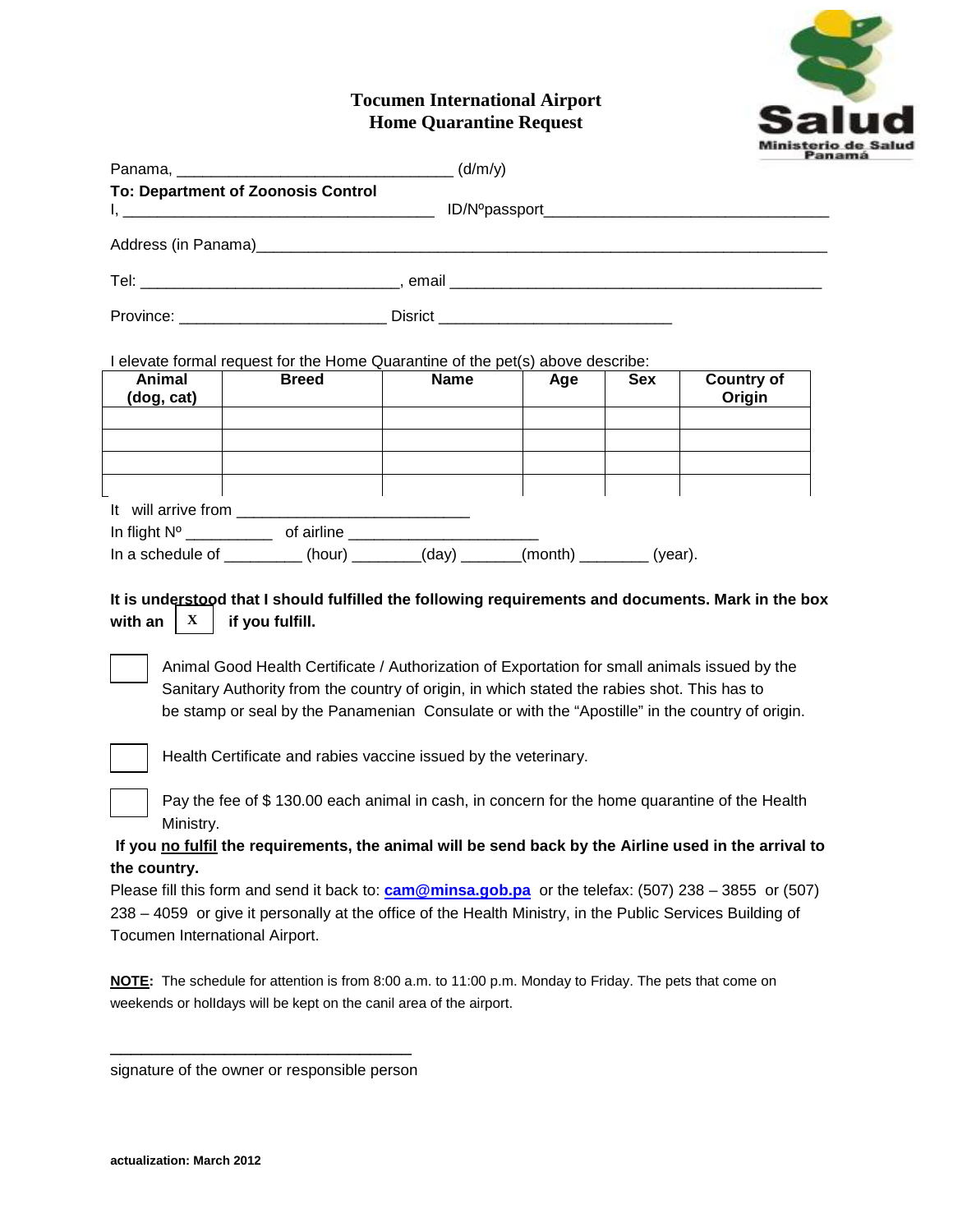# Tocumen International Airport
## Home Quarantine Request

Salud
Ministerio de Salud
Panamá

Panama, ________________________________ (d/m/y)

**To: Department of Zoonosis Control**

I, ____________________________________ ID/NºPassport________________________________

Address (in Panama)_______________________________________________________________

Tel: ______________________________, email ___________________________________________

Province: ________________________ Disrict ___________________________

I elevate formal request for the Home Quarantine of the pet(s) above describe:

| Animal (dog, cat) | Breed | Name | Age | Sex | Country of Origin |
|---|---|---|---|---|---|
| | | | | | |
| | | | | | |
| | | | | | |
| | | | | | |

It will arrive from ___________________________

In flight Nº __________ of airline ______________________

In a schedule of _________ (hour) ________(day) _______(month) ________ (year).

**It is understood that I should fulfilled the following requirements and documents. Mark in the box with an X if you fulfill.**

☐ Animal Good Health Certificate / Authorization of Exportation for small animals issued by the Sanitary Authority from the country of origin, in which stated the rabies shot. This has to be stamp or seal by the Panamenian Consulate or with the "Apostille" in the country of origin.

☐ Health Certificate and rabies vaccine issued by the veterinary.

☐ Pay the fee of $ 130.00 each animal in cash, in concern for the home quarantine of the Health Ministry.

**If you no fulfil the requirements, the animal will be send back by the Airline used in the arrival to the country.**

Please fill this form and send it back to: **cam@minsa.gob.pa** or the telefax: (507) 238 – 3855 or (507) 238 – 4059 or give it personally at the office of the Health Ministry, in the Public Services Building of Tocumen International Airport.

**NOTE:** The schedule for attention is from 8:00 a.m. to 11:00 p.m. Monday to Friday. The pets that come on weekends or holidays will be kept on the canil area of the airport.

___________________________________

signature of the owner or responsible person

**actualization: March 2012**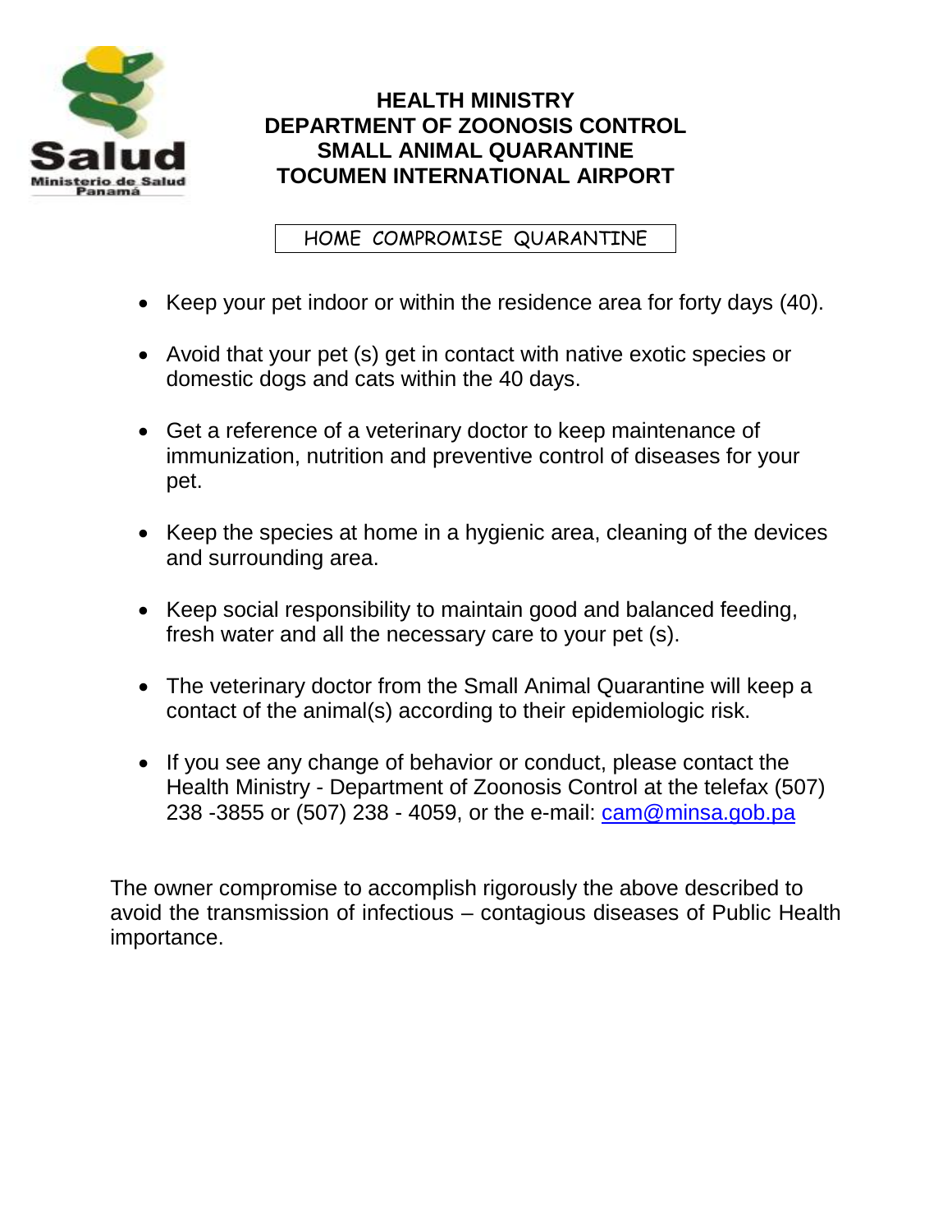**HEALTH MINISTRY**
**DEPARTMENT OF ZOONOSIS CONTROL**
**SMALL ANIMAL QUARANTINE**
**TOCUMEN INTERNATIONAL AIRPORT**

HOME COMPROMISE QUARANTINE

- Keep your pet indoor or within the residence area for forty days (40).
- Avoid that your pet (s) get in contact with native exotic species or domestic dogs and cats within the 40 days.
- Get a reference of a veterinary doctor to keep maintenance of immunization, nutrition and preventive control of diseases for your pet.
- Keep the species at home in a hygienic area, cleaning of the devices and surrounding area.
- Keep social responsibility to maintain good and balanced feeding, fresh water and all the necessary care to your pet (s).
- The veterinary doctor from the Small Animal Quarantine will keep a contact of the animal(s) according to their epidemiologic risk.
- If you see any change of behavior or conduct, please contact the Health Ministry - Department of Zoonosis Control at the telefax (507) 238 -3855 or (507) 238 - 4059, or the e-mail: cam@minsa.gob.pa

The owner compromise to accomplish rigorously the above described to avoid the transmission of infectious – contagious diseases of Public Health importance.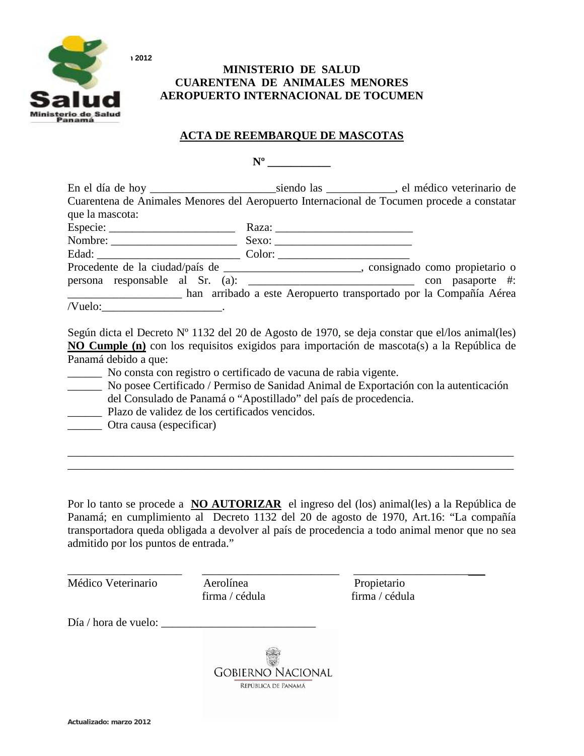MINISTERIO DE SALUD
CUARENTENA DE ANIMALES MENORES
AEROPUERTO INTERNACIONAL DE TOCUMEN

## ACTA DE REEMBARQUE DE MASCOTAS

**Nº ___________**

En el día de hoy ______________________siendo las ____________, el médico veterinario de Cuarentena de Animales Menores del Aeropuerto Internacional de Tocumen procede a constatar que la mascota:

Especie: ______________________ Raza: ________________________
Nombre: ______________________ Sexo: ________________________
Edad: ________________________ Color: _______________________

Procedente de la ciudad/país de ________________________, consignado como propietario o persona responsable al Sr. (a): _____________________________ con pasaporte #: ____________________ han arribado a este Aeropuerto transportado por la Compañía Aérea /Vuelo:_____________________.

Según dicta el Decreto Nº 1132 del 20 de Agosto de 1970, se deja constar que el/los animal(les) **NO Cumple (n)** con los requisitos exigidos para importación de mascota(s) a la República de Panamá debido a que:

______ No consta con registro o certificado de vacuna de rabia vigente.
______ No posee Certificado / Permiso de Sanidad Animal de Exportación con la autenticación del Consulado de Panamá o "Apostillado" del país de procedencia.
______ Plazo de validez de los certificados vencidos.
______ Otra causa (especificar)

________________________________________________________________________________
________________________________________________________________________________

Por lo tanto se procede a **NO AUTORIZAR** el ingreso del (los) animal(les) a la República de Panamá; en cumplimiento al Decreto 1132 del 20 de agosto de 1970, Art.16: "La compañía transportadora queda obligada a devolver al país de procedencia a todo animal menor que no sea admitido por los puntos de entrada."

____________________ ________________________ ______________________

Médico Veterinario Aerolínea firma / cédula Propietario firma / cédula

Día / hora de vuelo: ___________________________

Actualizado: marzo 2012